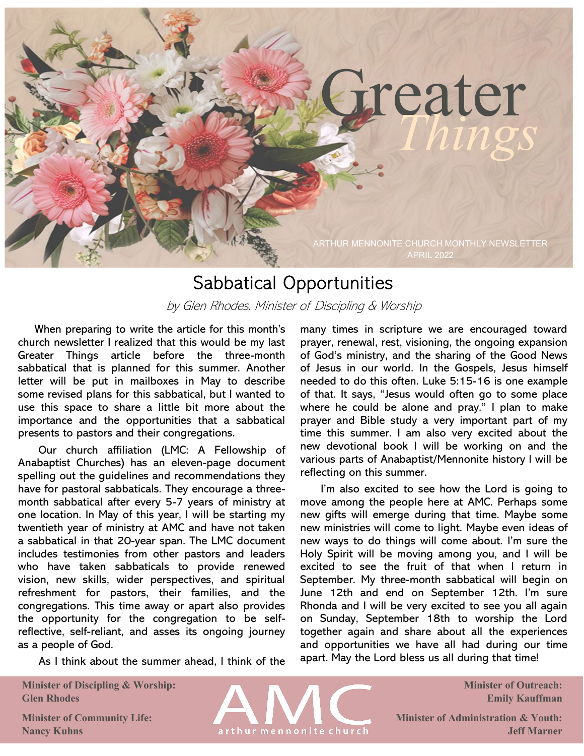# Greater *Things*

ARTHUR MENNONITE CHURCH MONTHLY NEWSLETTER
APRIL 2022

## Sabbatical Opportunities

*by Glen Rhodes, Minister of Discipling & Worship*

When preparing to write the article for this month's church newsletter I realized that this would be my last Greater Things article before the three-month sabbatical that is planned for this summer. Another letter will be put in mailboxes in May to describe some revised plans for this sabbatical, but I wanted to use this space to share a little bit more about the importance and the opportunities that a sabbatical presents to pastors and their congregations.

Our church affiliation (LMC: A Fellowship of Anabaptist Churches) has an eleven-page document spelling out the guidelines and recommendations they have for pastoral sabbaticals. They encourage a three-month sabbatical after every 5-7 years of ministry at one location. In May of this year, I will be starting my twentieth year of ministry at AMC and have not taken a sabbatical in that 20-year span. The LMC document includes testimonies from other pastors and leaders who have taken sabbaticals to provide renewed vision, new skills, wider perspectives, and spiritual refreshment for pastors, their families, and the congregations. This time away or apart also provides the opportunity for the congregation to be self-reflective, self-reliant, and asses its ongoing journey as a people of God.

As I think about the summer ahead, I think of the many times in scripture we are encouraged toward prayer, renewal, rest, visioning, the ongoing expansion of God's ministry, and the sharing of the Good News of Jesus in our world. In the Gospels, Jesus himself needed to do this often. Luke 5:15-16 is one example of that. It says, "Jesus would often go to some place where he could be alone and pray." I plan to make prayer and Bible study a very important part of my time this summer. I am also very excited about the new devotional book I will be working on and the various parts of Anabaptist/Mennonite history I will be reflecting on this summer.

I'm also excited to see how the Lord is going to move among the people here at AMC. Perhaps some new gifts will emerge during that time. Maybe some new ministries will come to light. Maybe even ideas of new ways to do things will come about. I'm sure the Holy Spirit will be moving among you, and I will be excited to see the fruit of that when I return in September. My three-month sabbatical will begin on June 12th and end on September 12th. I'm sure Rhonda and I will be very excited to see you all again on Sunday, September 18th to worship the Lord together again and share about all the experiences and opportunities we have all had during our time apart. May the Lord bless us all during that time!

**Minister of Discipling & Worship:**
**Glen Rhodes**

**Minister of Community Life:**
**Nancy Kuhns**

AMC
arthur mennonite church

**Minister of Outreach:**
**Emily Kauffman**

**Minister of Administration & Youth:**
**Jeff Marner**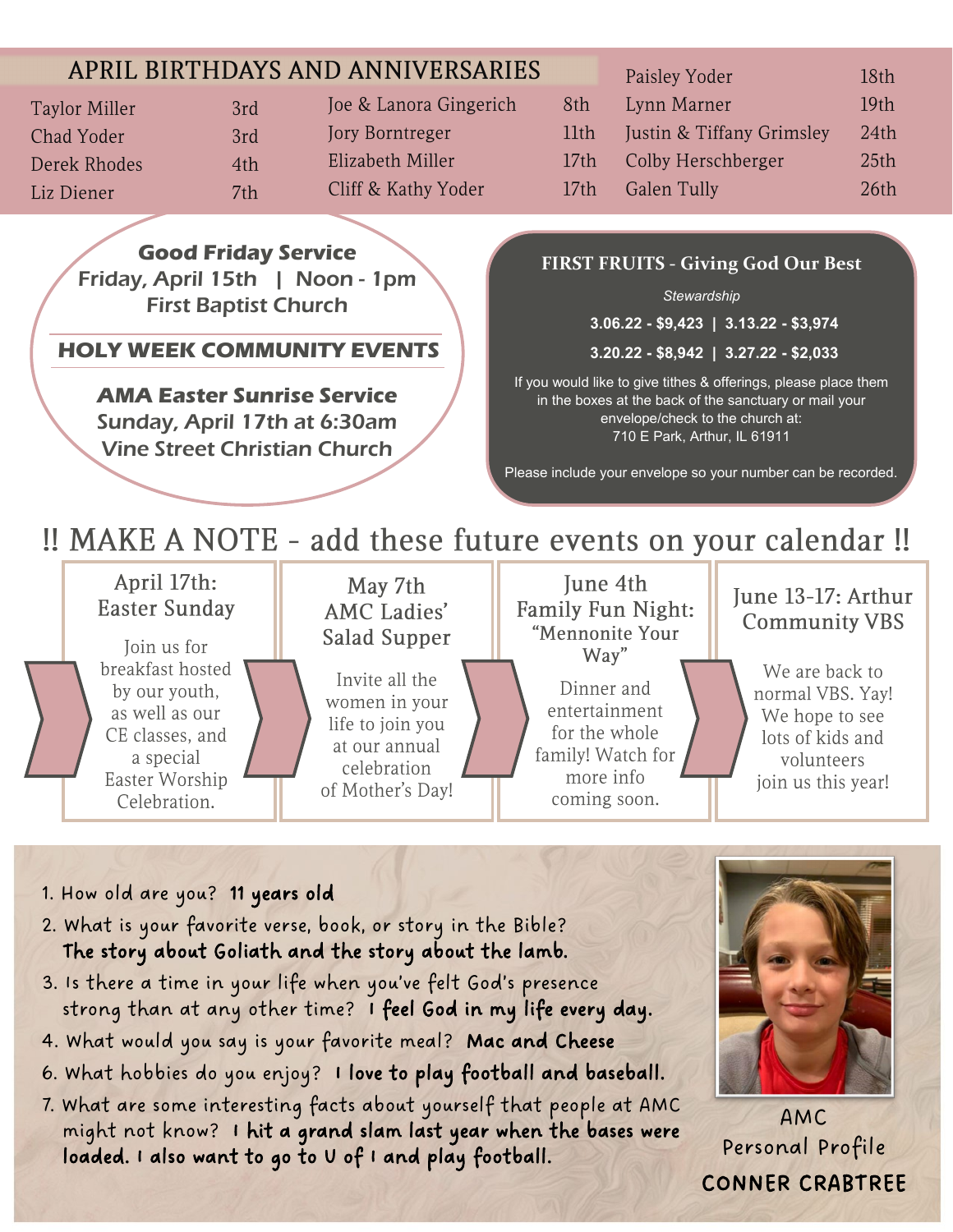## APRIL BIRTHDAYS AND ANNIVERSARIES

| | | | | | |
|---|---|---|---|---|---|
| Taylor Miller | 3rd | Joe & Lanora Gingerich | 8th | Paisley Yoder | 18th |
| Chad Yoder | 3rd | Jory Borntreger | 11th | Lynn Marner | 19th |
| Derek Rhodes | 4th | Elizabeth Miller | 17th | Justin & Tiffany Grimsley | 24th |
| Liz Diener | 7th | Cliff & Kathy Yoder | 17th | Colby Herschberger | 25th |
| | | | | Galen Tully | 26th |

**Good Friday Service**
Friday, April 15th | Noon - 1pm
First Baptist Church

**HOLY WEEK COMMUNITY EVENTS**

**AMA Easter Sunrise Service**
Sunday, April 17th at 6:30am
Vine Street Christian Church

### FIRST FRUITS - Giving God Our Best

*Stewardship*

**3.06.22 - $9,423 | 3.13.22 - $3,974**

**3.20.22 - $8,942 | 3.27.22 - $2,033**

If you would like to give tithes & offerings, please place them in the boxes at the back of the sanctuary or mail your envelope/check to the church at:
710 E Park, Arthur, IL 61911

Please include your envelope so your number can be recorded.

## !! MAKE A NOTE - add these future events on your calendar !!

**April 17th: Easter Sunday**
Join us for breakfast hosted by our youth, as well as our CE classes, and a special Easter Worship Celebration.

**May 7th AMC Ladies' Salad Supper**
Invite all the women in your life to join you at our annual celebration of Mother's Day!

**June 4th Family Fun Night: "Mennonite Your Way"**
Dinner and entertainment for the whole family! Watch for more info coming soon.

**June 13-17: Arthur Community VBS**
We are back to normal VBS. Yay! We hope to see lots of kids and volunteers join us this year!

1. How old are you? **11 years old**
2. What is your favorite verse, book, or story in the Bible? **The story about Goliath and the story about the lamb.**
3. Is there a time in your life when you've felt God's presence strong than at any other time? **I feel God in my life every day.**
4. What would you say is your favorite meal? **Mac and Cheese**
6. What hobbies do you enjoy? **I love to play football and baseball.**
7. What are some interesting facts about yourself that people at AMC might not know? **I hit a grand slam last year when the bases were loaded. I also want to go to U of I and play football.**

AMC
Personal Profile
**CONNER CRABTREE**